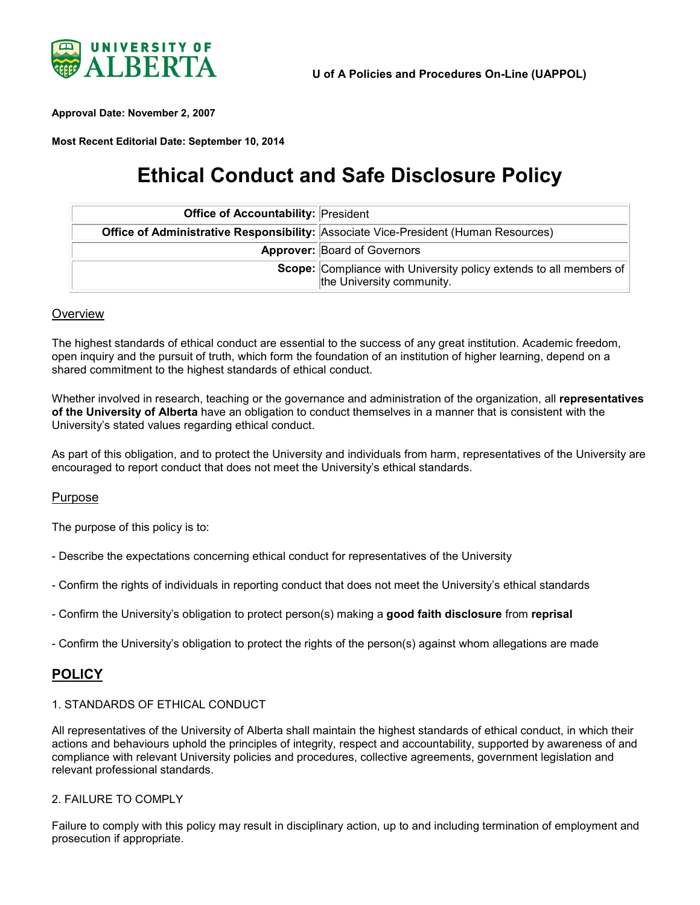**UNIVERSITY OF ALBERTA**

**U of A Policies and Procedures On-Line (UAPPOL)**

**Approval Date: November 2, 2007**

**Most Recent Editorial Date: September 10, 2014**

# Ethical Conduct and Safe Disclosure Policy

| | |
|---|---|
| **Office of Accountability:** | President |
| **Office of Administrative Responsibility:** | Associate Vice-President (Human Resources) |
| **Approver:** | Board of Governors |
| **Scope:** | Compliance with University policy extends to all members of the University community. |

## Overview

The highest standards of ethical conduct are essential to the success of any great institution. Academic freedom, open inquiry and the pursuit of truth, which form the foundation of an institution of higher learning, depend on a shared commitment to the highest standards of ethical conduct.

Whether involved in research, teaching or the governance and administration of the organization, all **representatives of the University of Alberta** have an obligation to conduct themselves in a manner that is consistent with the University's stated values regarding ethical conduct.

As part of this obligation, and to protect the University and individuals from harm, representatives of the University are encouraged to report conduct that does not meet the University's ethical standards.

## Purpose

The purpose of this policy is to:

- Describe the expectations concerning ethical conduct for representatives of the University

- Confirm the rights of individuals in reporting conduct that does not meet the University's ethical standards

- Confirm the University's obligation to protect person(s) making a **good faith disclosure** from **reprisal**

- Confirm the University's obligation to protect the rights of the person(s) against whom allegations are made

## POLICY

### 1. STANDARDS OF ETHICAL CONDUCT

All representatives of the University of Alberta shall maintain the highest standards of ethical conduct, in which their actions and behaviours uphold the principles of integrity, respect and accountability, supported by awareness of and compliance with relevant University policies and procedures, collective agreements, government legislation and relevant professional standards.

### 2. FAILURE TO COMPLY

Failure to comply with this policy may result in disciplinary action, up to and including termination of employment and prosecution if appropriate.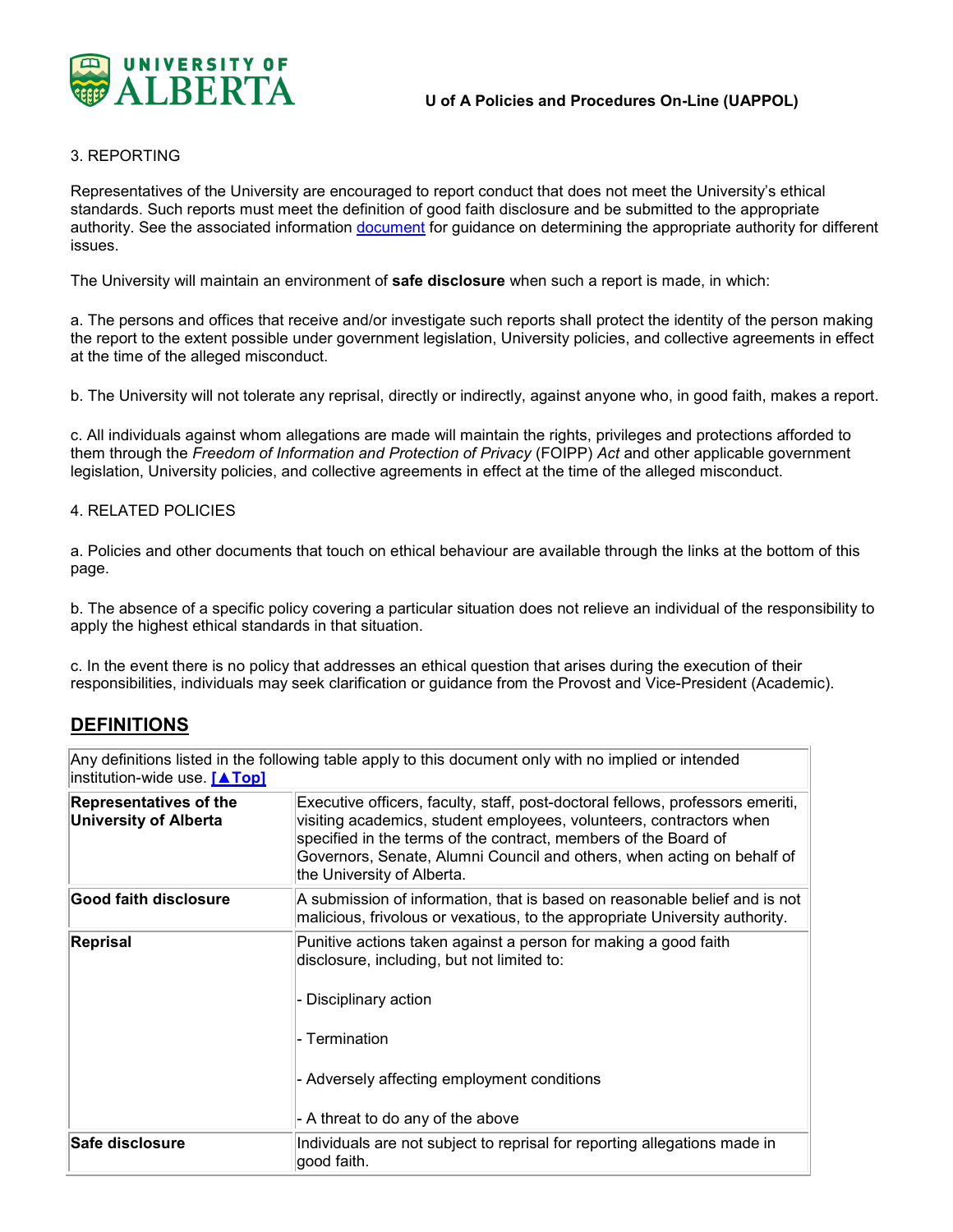3. REPORTING

Representatives of the University are encouraged to report conduct that does not meet the University's ethical standards. Such reports must meet the definition of good faith disclosure and be submitted to the appropriate authority. See the associated information [document](#) for guidance on determining the appropriate authority for different issues.

The University will maintain an environment of **safe disclosure** when such a report is made, in which:

a. The persons and offices that receive and/or investigate such reports shall protect the identity of the person making the report to the extent possible under government legislation, University policies, and collective agreements in effect at the time of the alleged misconduct.

b. The University will not tolerate any reprisal, directly or indirectly, against anyone who, in good faith, makes a report.

c. All individuals against whom allegations are made will maintain the rights, privileges and protections afforded to them through the *Freedom of Information and Protection of Privacy* (FOIPP) *Act* and other applicable government legislation, University policies, and collective agreements in effect at the time of the alleged misconduct.

4. RELATED POLICIES

a. Policies and other documents that touch on ethical behaviour are available through the links at the bottom of this page.

b. The absence of a specific policy covering a particular situation does not relieve an individual of the responsibility to apply the highest ethical standards in that situation.

c. In the event there is no policy that addresses an ethical question that arises during the execution of their responsibilities, individuals may seek clarification or guidance from the Provost and Vice-President (Academic).

## DEFINITIONS

| Any definitions listed in the following table apply to this document only with no implied or intended institution-wide use. [▲Top] | |
|---|---|
| **Representatives of the University of Alberta** | Executive officers, faculty, staff, post-doctoral fellows, professors emeriti, visiting academics, student employees, volunteers, contractors when specified in the terms of the contract, members of the Board of Governors, Senate, Alumni Council and others, when acting on behalf of the University of Alberta. |
| **Good faith disclosure** | A submission of information, that is based on reasonable belief and is not malicious, frivolous or vexatious, to the appropriate University authority. |
| **Reprisal** | Punitive actions taken against a person for making a good faith disclosure, including, but not limited to:<br><br>- Disciplinary action<br><br>- Termination<br><br>- Adversely affecting employment conditions<br><br>- A threat to do any of the above |
| **Safe disclosure** | Individuals are not subject to reprisal for reporting allegations made in good faith. |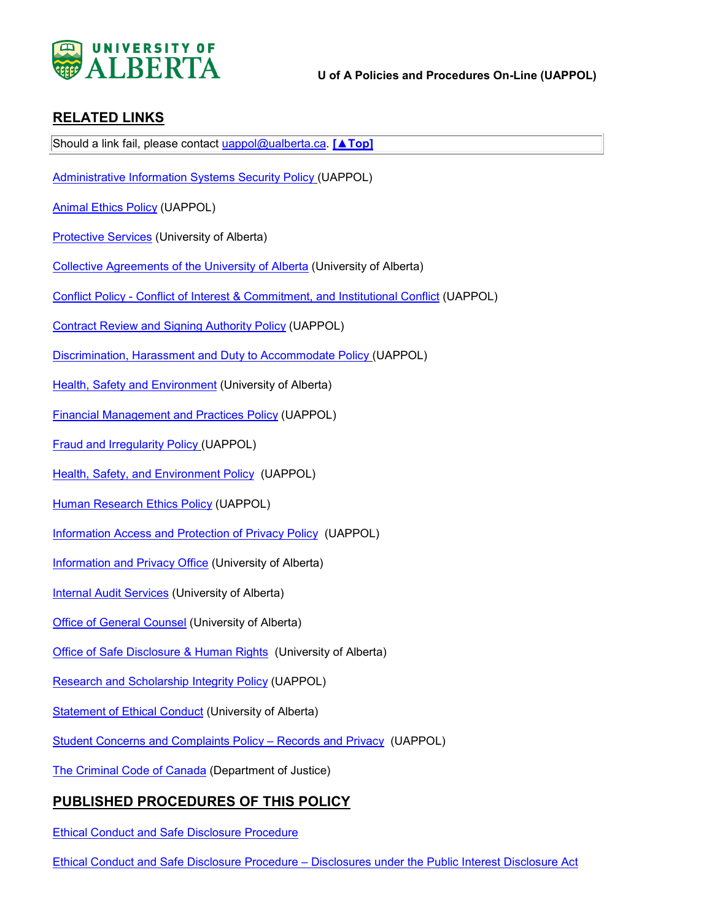## RELATED LINKS

| |
|---|
| Should a link fail, please contact uappol@ualberta.ca. **[▲Top]** |

Administrative Information Systems Security Policy (UAPPOL)

Animal Ethics Policy (UAPPOL)

Protective Services (University of Alberta)

Collective Agreements of the University of Alberta (University of Alberta)

Conflict Policy - Conflict of Interest & Commitment, and Institutional Conflict (UAPPOL)

Contract Review and Signing Authority Policy (UAPPOL)

Discrimination, Harassment and Duty to Accommodate Policy (UAPPOL)

Health, Safety and Environment (University of Alberta)

Financial Management and Practices Policy (UAPPOL)

Fraud and Irregularity Policy (UAPPOL)

Health, Safety, and Environment Policy (UAPPOL)

Human Research Ethics Policy (UAPPOL)

Information Access and Protection of Privacy Policy (UAPPOL)

Information and Privacy Office (University of Alberta)

Internal Audit Services (University of Alberta)

Office of General Counsel (University of Alberta)

Office of Safe Disclosure & Human Rights (University of Alberta)

Research and Scholarship Integrity Policy (UAPPOL)

Statement of Ethical Conduct (University of Alberta)

Student Concerns and Complaints Policy – Records and Privacy (UAPPOL)

The Criminal Code of Canada (Department of Justice)

## PUBLISHED PROCEDURES OF THIS POLICY

Ethical Conduct and Safe Disclosure Procedure

Ethical Conduct and Safe Disclosure Procedure – Disclosures under the Public Interest Disclosure Act